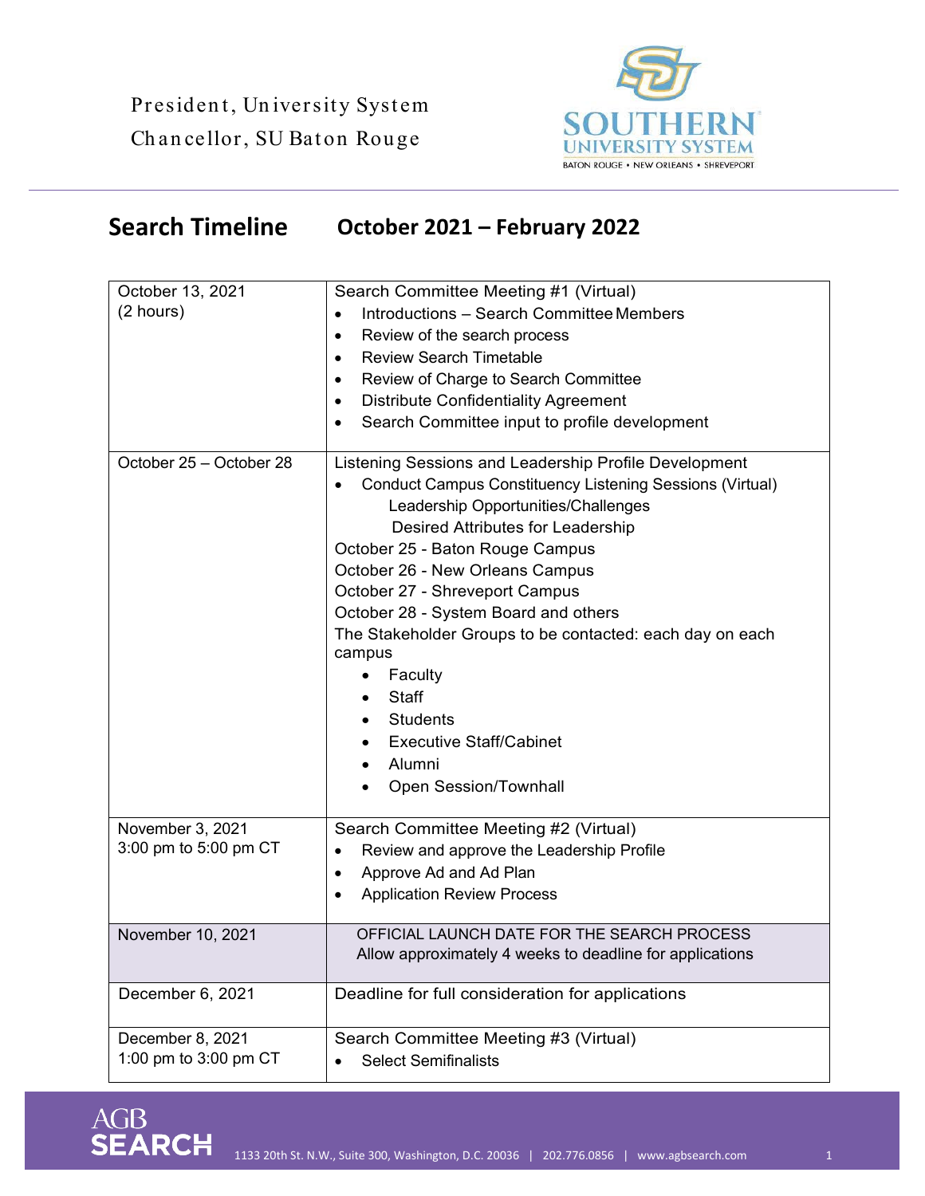President, University System
Chancellor, SU Baton Rouge

SOUTHERN UNIVERSITY SYSTEM
BATON ROUGE • NEW ORLEANS • SHREVEPORT

## Search Timeline October 2021 – February 2022

| | |
|---|---|
| October 13, 2021<br>(2 hours) | Search Committee Meeting #1 (Virtual)<br>• Introductions – Search Committee Members<br>• Review of the search process<br>• Review Search Timetable<br>• Review of Charge to Search Committee<br>• Distribute Confidentiality Agreement<br>• Search Committee input to profile development |
| October 25 – October 28 | Listening Sessions and Leadership Profile Development<br>• Conduct Campus Constituency Listening Sessions (Virtual)<br>Leadership Opportunities/Challenges<br>Desired Attributes for Leadership<br>October 25 - Baton Rouge Campus<br>October 26 - New Orleans Campus<br>October 27 - Shreveport Campus<br>October 28 - System Board and others<br>The Stakeholder Groups to be contacted: each day on each campus<br>• Faculty<br>• Staff<br>• Students<br>• Executive Staff/Cabinet<br>• Alumni<br>• Open Session/Townhall |
| November 3, 2021<br>3:00 pm to 5:00 pm CT | Search Committee Meeting #2 (Virtual)<br>• Review and approve the Leadership Profile<br>• Approve Ad and Ad Plan<br>• Application Review Process |
| November 10, 2021 | OFFICIAL LAUNCH DATE FOR THE SEARCH PROCESS<br>Allow approximately 4 weeks to deadline for applications |
| December 6, 2021 | Deadline for full consideration for applications |
| December 8, 2021<br>1:00 pm to 3:00 pm CT | Search Committee Meeting #3 (Virtual)<br>• Select Semifinalists |

AGB SEARCH 1133 20th St. N.W., Suite 300, Washington, D.C. 20036 | 202.776.0856 | www.agbsearch.com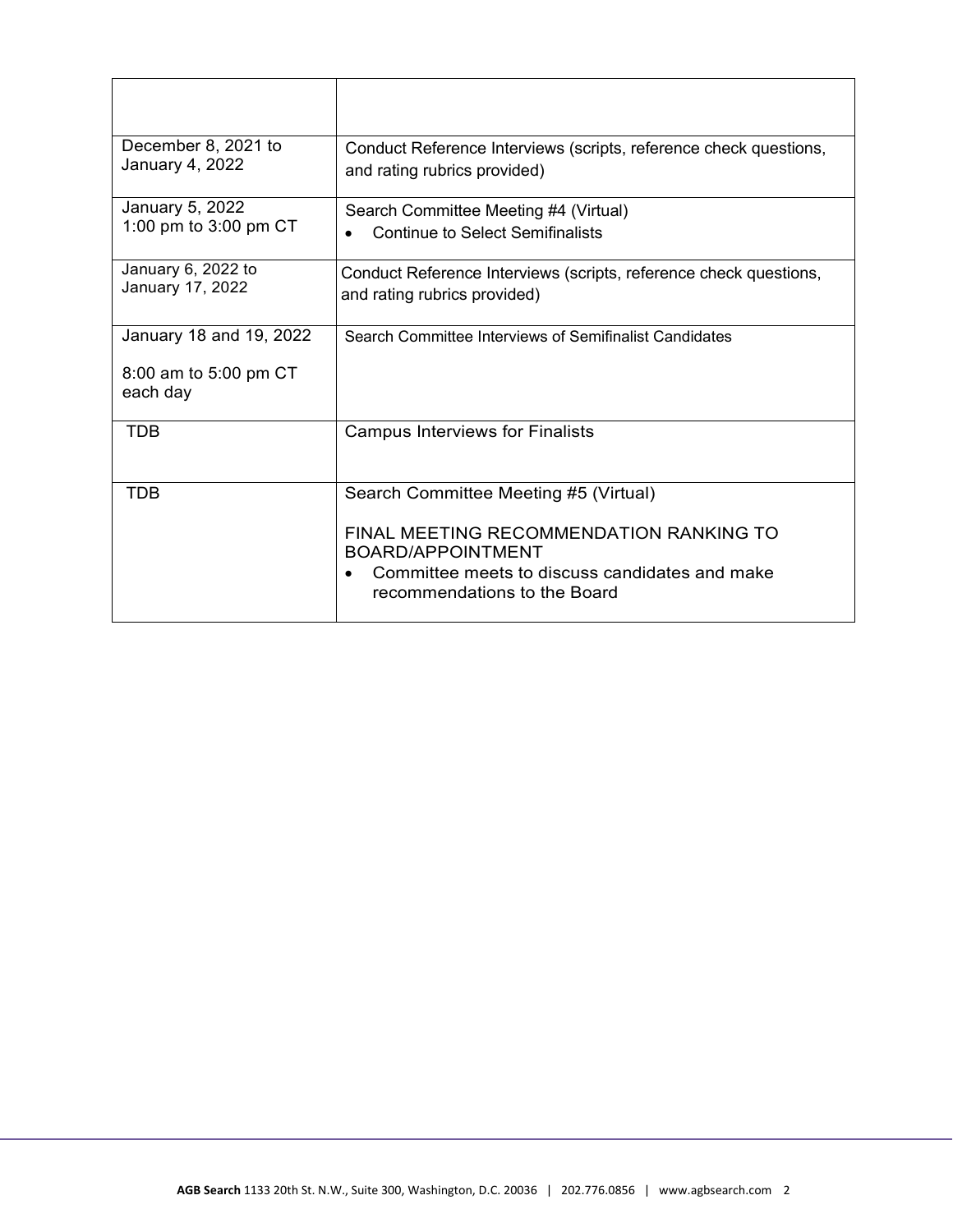| | |
|---|---|
| December 8, 2021 to January 4, 2022 | Conduct Reference Interviews (scripts, reference check questions, and rating rubrics provided) |
| January 5, 2022<br>1:00 pm to 3:00 pm CT | Search Committee Meeting #4 (Virtual)<br>• Continue to Select Semifinalists |
| January 6, 2022 to January 17, 2022 | Conduct Reference Interviews (scripts, reference check questions, and rating rubrics provided) |
| January 18 and 19, 2022<br><br>8:00 am to 5:00 pm CT each day | Search Committee Interviews of Semifinalist Candidates |
| TDB | Campus Interviews for Finalists |
| TDB | Search Committee Meeting #5 (Virtual)<br><br>FINAL MEETING RECOMMENDATION RANKING TO BOARD/APPOINTMENT<br>• Committee meets to discuss candidates and make recommendations to the Board |